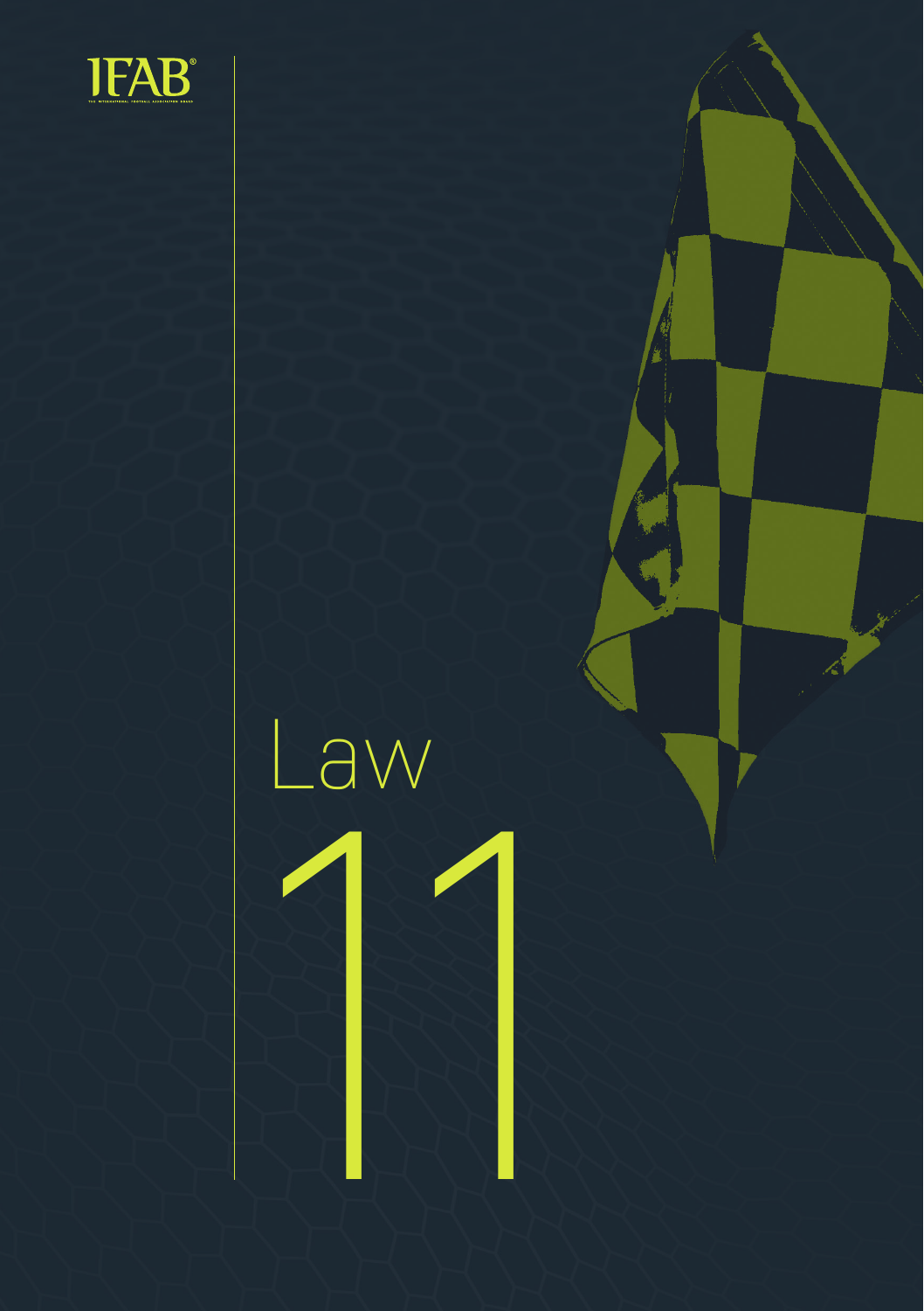IFAB

THE INTERNATIONAL FOOTBALL ASSOCIATION BOARD

# Law 11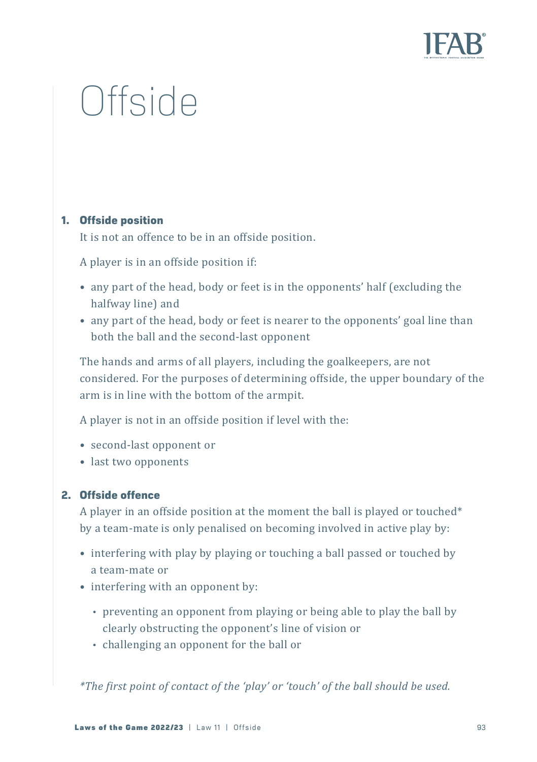# Offside

## 1. Offside position

It is not an offence to be in an offside position.

A player is in an offside position if:

- any part of the head, body or feet is in the opponents' half (excluding the halfway line) and
- any part of the head, body or feet is nearer to the opponents' goal line than both the ball and the second-last opponent

The hands and arms of all players, including the goalkeepers, are not considered. For the purposes of determining offside, the upper boundary of the arm is in line with the bottom of the armpit.

A player is not in an offside position if level with the:

- second-last opponent or
- last two opponents

## 2. Offside offence

A player in an offside position at the moment the ball is played or touched* by a team-mate is only penalised on becoming involved in active play by:

- interfering with play by playing or touching a ball passed or touched by a team-mate or
- interfering with an opponent by:
  - preventing an opponent from playing or being able to play the ball by clearly obstructing the opponent's line of vision or
  - challenging an opponent for the ball or

*\*The first point of contact of the 'play' or 'touch' of the ball should be used.*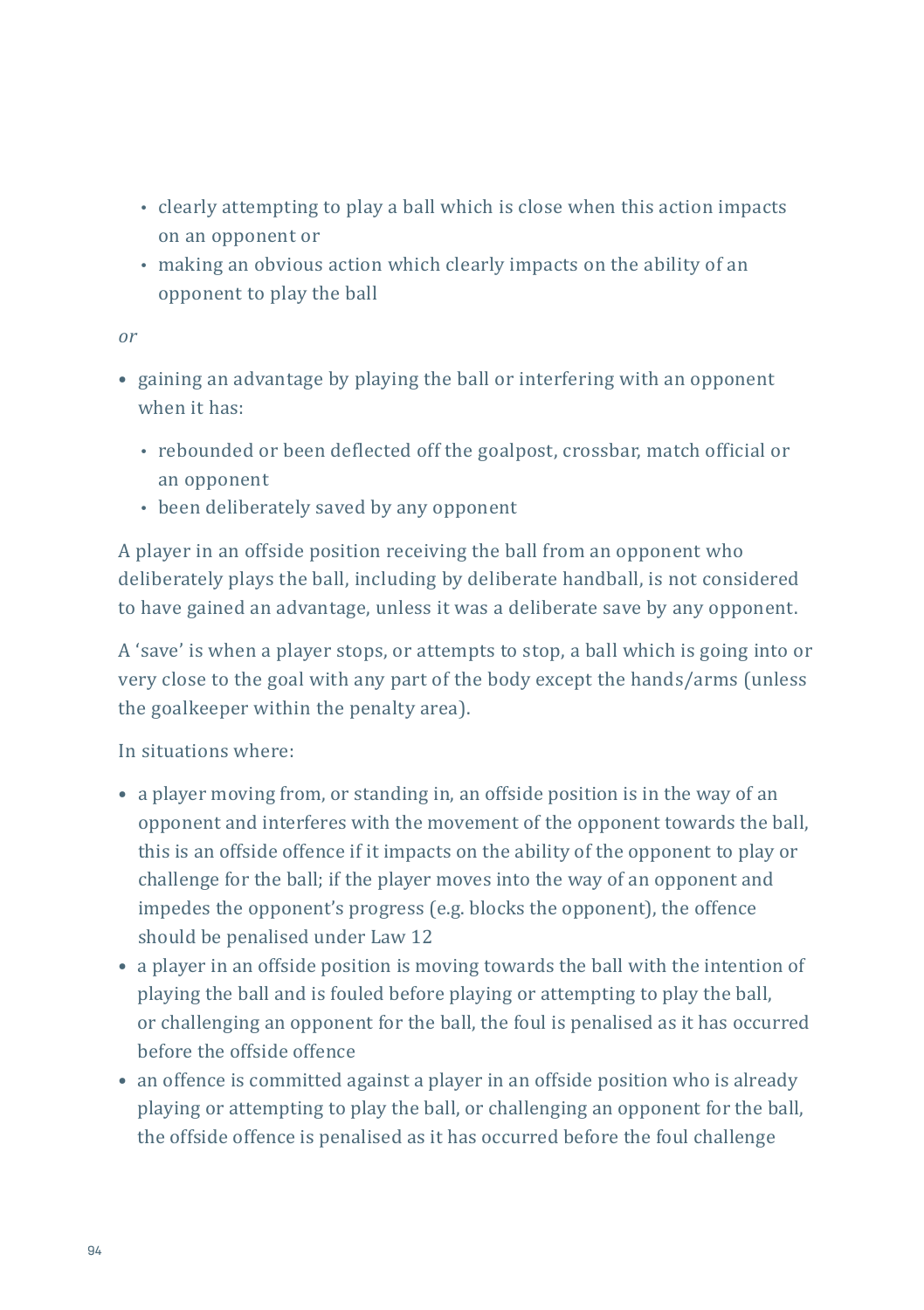- clearly attempting to play a ball which is close when this action impacts on an opponent or
  - making an obvious action which clearly impacts on the ability of an opponent to play the ball

*or*

- gaining an advantage by playing the ball or interfering with an opponent when it has:
  - rebounded or been deflected off the goalpost, crossbar, match official or an opponent
  - been deliberately saved by any opponent

A player in an offside position receiving the ball from an opponent who deliberately plays the ball, including by deliberate handball, is not considered to have gained an advantage, unless it was a deliberate save by any opponent.

A 'save' is when a player stops, or attempts to stop, a ball which is going into or very close to the goal with any part of the body except the hands/arms (unless the goalkeeper within the penalty area).

In situations where:

- a player moving from, or standing in, an offside position is in the way of an opponent and interferes with the movement of the opponent towards the ball, this is an offside offence if it impacts on the ability of the opponent to play or challenge for the ball; if the player moves into the way of an opponent and impedes the opponent's progress (e.g. blocks the opponent), the offence should be penalised under Law 12
- a player in an offside position is moving towards the ball with the intention of playing the ball and is fouled before playing or attempting to play the ball, or challenging an opponent for the ball, the foul is penalised as it has occurred before the offside offence
- an offence is committed against a player in an offside position who is already playing or attempting to play the ball, or challenging an opponent for the ball, the offside offence is penalised as it has occurred before the foul challenge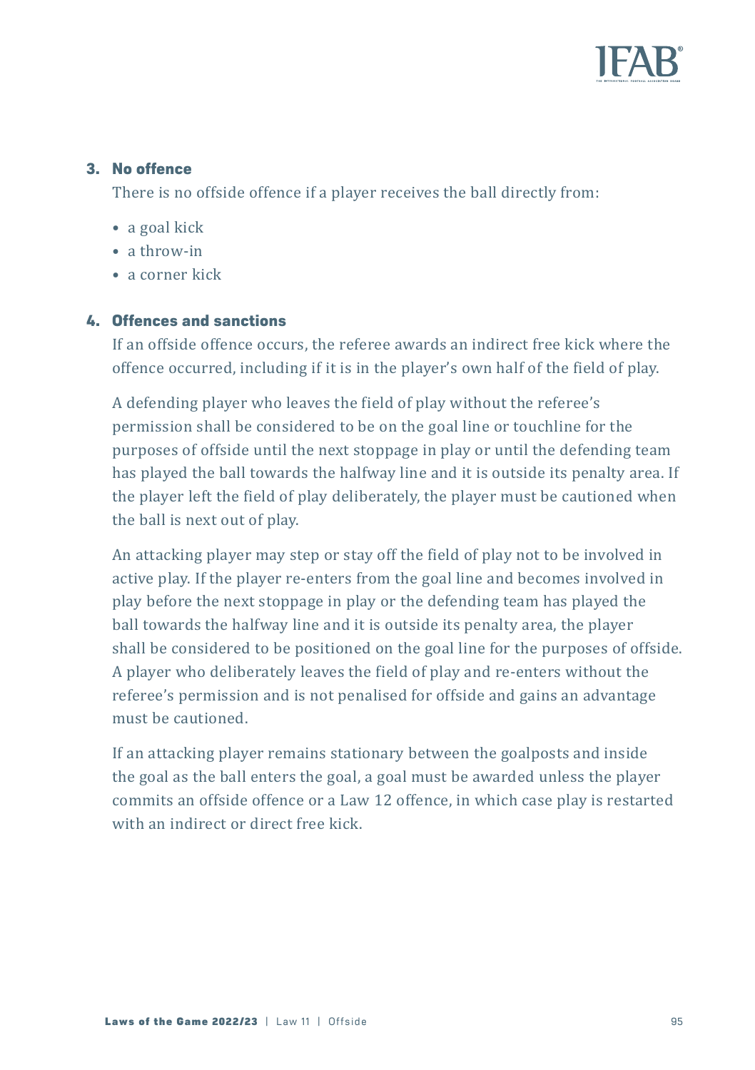### 3. No offence

There is no offside offence if a player receives the ball directly from:

- a goal kick
- a throw-in
- a corner kick

### 4. Offences and sanctions

If an offside offence occurs, the referee awards an indirect free kick where the offence occurred, including if it is in the player's own half of the field of play.

A defending player who leaves the field of play without the referee's permission shall be considered to be on the goal line or touchline for the purposes of offside until the next stoppage in play or until the defending team has played the ball towards the halfway line and it is outside its penalty area. If the player left the field of play deliberately, the player must be cautioned when the ball is next out of play.

An attacking player may step or stay off the field of play not to be involved in active play. If the player re-enters from the goal line and becomes involved in play before the next stoppage in play or the defending team has played the ball towards the halfway line and it is outside its penalty area, the player shall be considered to be positioned on the goal line for the purposes of offside. A player who deliberately leaves the field of play and re-enters without the referee's permission and is not penalised for offside and gains an advantage must be cautioned.

If an attacking player remains stationary between the goalposts and inside the goal as the ball enters the goal, a goal must be awarded unless the player commits an offside offence or a Law 12 offence, in which case play is restarted with an indirect or direct free kick.